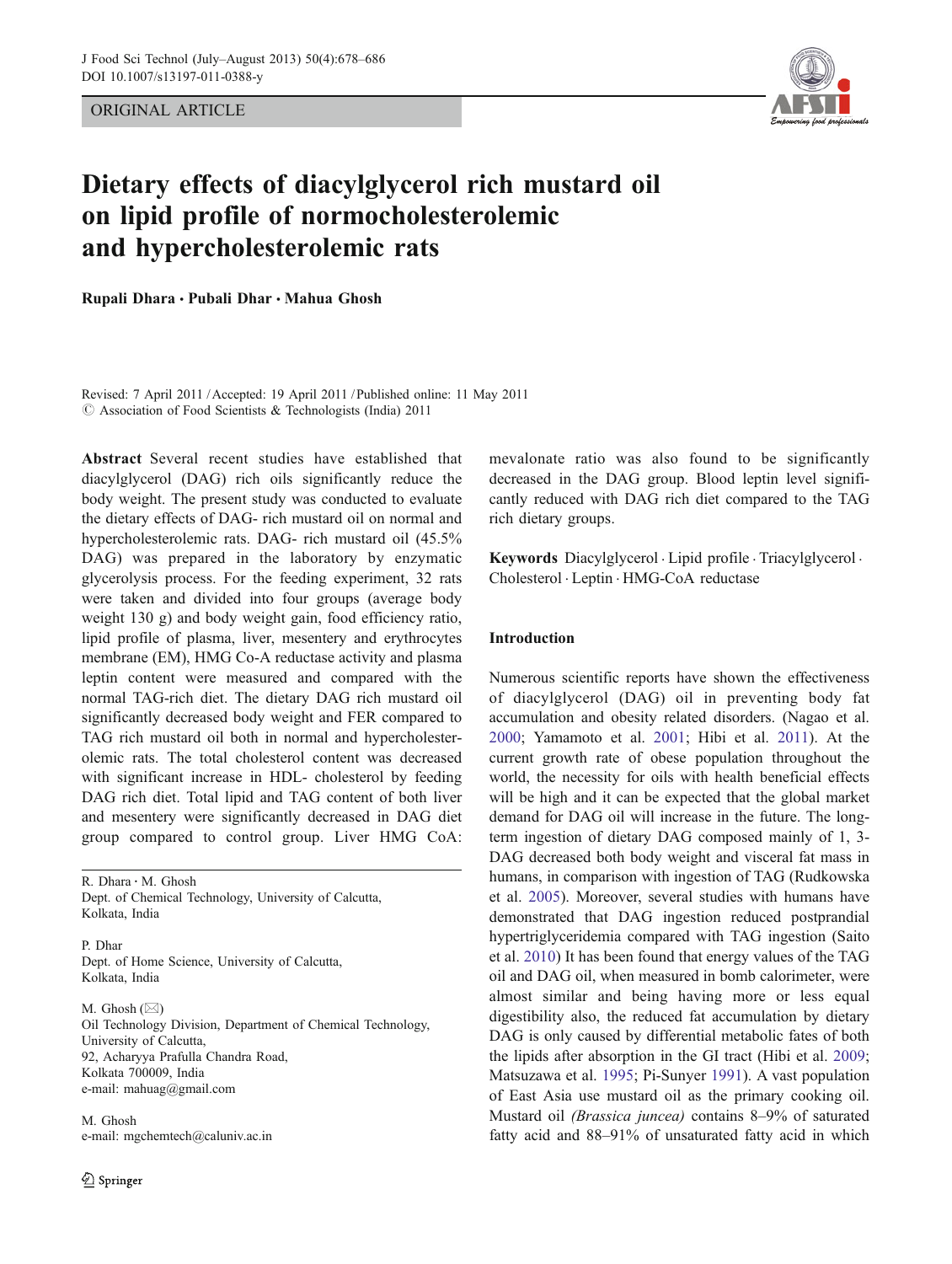ORIGINAL ARTICLE

# Dietary effects of diacylglycerol rich mustard oil on lipid profile of normocholesterolemic and hypercholesterolemic rats

**Rupali Dhara · Pubali Dhar · Mahua Ghosh**

Revised: 7 April 2011 / Accepted: 19 April 2011 / Published online: 11 May 2011
© Association of Food Scientists & Technologists (India) 2011

**Abstract** Several recent studies have established that diacylglycerol (DAG) rich oils significantly reduce the body weight. The present study was conducted to evaluate the dietary effects of DAG- rich mustard oil on normal and hypercholesterolemic rats. DAG- rich mustard oil (45.5% DAG) was prepared in the laboratory by enzymatic glycerolysis process. For the feeding experiment, 32 rats were taken and divided into four groups (average body weight 130 g) and body weight gain, food efficiency ratio, lipid profile of plasma, liver, mesentery and erythrocytes membrane (EM), HMG Co-A reductase activity and plasma leptin content were measured and compared with the normal TAG-rich diet. The dietary DAG rich mustard oil significantly decreased body weight and FER compared to TAG rich mustard oil both in normal and hypercholesterolemic rats. The total cholesterol content was decreased with significant increase in HDL- cholesterol by feeding DAG rich diet. Total lipid and TAG content of both liver and mesentery were significantly decreased in DAG diet group compared to control group. Liver HMG CoA: mevalonate ratio was also found to be significantly decreased in the DAG group. Blood leptin level significantly reduced with DAG rich diet compared to the TAG rich dietary groups.

**Keywords** Diacylglycerol · Lipid profile · Triacylglycerol · Cholesterol · Leptin · HMG-CoA reductase

R. Dhara · M. Ghosh
Dept. of Chemical Technology, University of Calcutta, Kolkata, India

P. Dhar
Dept. of Home Science, University of Calcutta, Kolkata, India

M. Ghosh (✉)
Oil Technology Division, Department of Chemical Technology, University of Calcutta, 92, Acharyya Prafulla Chandra Road, Kolkata 700009, India
e-mail: mahuag@gmail.com

M. Ghosh
e-mail: mgchemtech@caluniv.ac.in

## Introduction

Numerous scientific reports have shown the effectiveness of diacylglycerol (DAG) oil in preventing body fat accumulation and obesity related disorders. (Nagao et al. 2000; Yamamoto et al. 2001; Hibi et al. 2011). At the current growth rate of obese population throughout the world, the necessity for oils with health beneficial effects will be high and it can be expected that the global market demand for DAG oil will increase in the future. The long-term ingestion of dietary DAG composed mainly of 1, 3-DAG decreased both body weight and visceral fat mass in humans, in comparison with ingestion of TAG (Rudkowska et al. 2005). Moreover, several studies with humans have demonstrated that DAG ingestion reduced postprandial hypertriglyceridemia compared with TAG ingestion (Saito et al. 2010) It has been found that energy values of the TAG oil and DAG oil, when measured in bomb calorimeter, were almost similar and being having more or less equal digestibility also, the reduced fat accumulation by dietary DAG is only caused by differential metabolic fates of both the lipids after absorption in the GI tract (Hibi et al. 2009; Matsuzawa et al. 1995; Pi-Sunyer 1991). A vast population of East Asia use mustard oil as the primary cooking oil. Mustard oil *(Brassica juncea)* contains 8–9% of saturated fatty acid and 88–91% of unsaturated fatty acid in which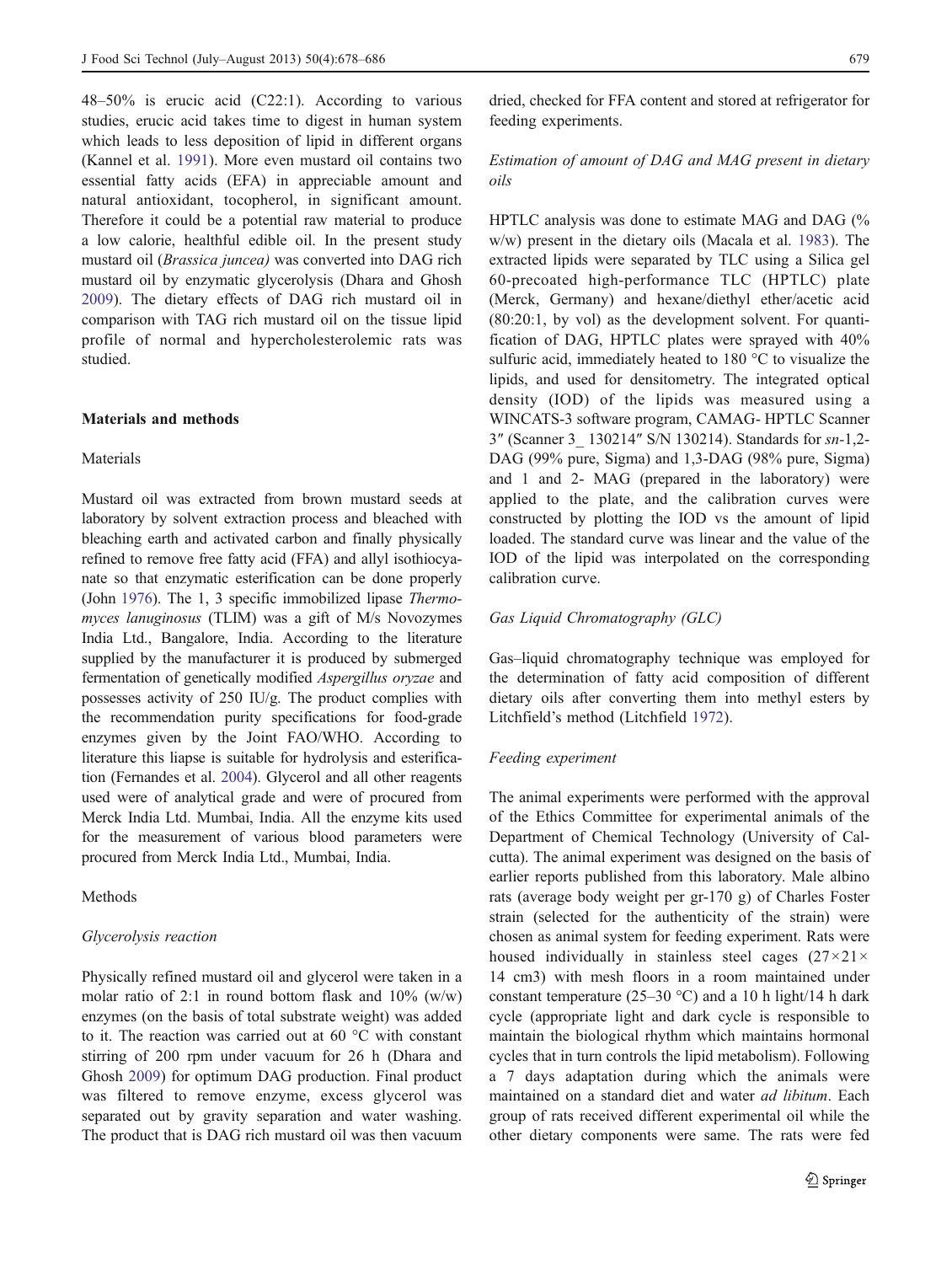48–50% is erucic acid (C22:1). According to various studies, erucic acid takes time to digest in human system which leads to less deposition of lipid in different organs (Kannel et al. 1991). More even mustard oil contains two essential fatty acids (EFA) in appreciable amount and natural antioxidant, tocopherol, in significant amount. Therefore it could be a potential raw material to produce a low calorie, healthful edible oil. In the present study mustard oil (*Brassica juncea)* was converted into DAG rich mustard oil by enzymatic glycerolysis (Dhara and Ghosh 2009). The dietary effects of DAG rich mustard oil in comparison with TAG rich mustard oil on the tissue lipid profile of normal and hypercholesterolemic rats was studied.

## Materials and methods

### Materials

Mustard oil was extracted from brown mustard seeds at laboratory by solvent extraction process and bleached with bleaching earth and activated carbon and finally physically refined to remove free fatty acid (FFA) and allyl isothiocyanate so that enzymatic esterification can be done properly (John 1976). The 1, 3 specific immobilized lipase *Thermomyces lanuginosus* (TLIM) was a gift of M/s Novozymes India Ltd., Bangalore, India. According to the literature supplied by the manufacturer it is produced by submerged fermentation of genetically modified *Aspergillus oryzae* and possesses activity of 250 IU/g. The product complies with the recommendation purity specifications for food-grade enzymes given by the Joint FAO/WHO. According to literature this liapse is suitable for hydrolysis and esterification (Fernandes et al. 2004). Glycerol and all other reagents used were of analytical grade and were of procured from Merck India Ltd. Mumbai, India. All the enzyme kits used for the measurement of various blood parameters were procured from Merck India Ltd., Mumbai, India.

### Methods

#### *Glycerolysis reaction*

Physically refined mustard oil and glycerol were taken in a molar ratio of 2:1 in round bottom flask and 10% (w/w) enzymes (on the basis of total substrate weight) was added to it. The reaction was carried out at 60 °C with constant stirring of 200 rpm under vacuum for 26 h (Dhara and Ghosh 2009) for optimum DAG production. Final product was filtered to remove enzyme, excess glycerol was separated out by gravity separation and water washing. The product that is DAG rich mustard oil was then vacuum dried, checked for FFA content and stored at refrigerator for feeding experiments.

#### *Estimation of amount of DAG and MAG present in dietary oils*

HPTLC analysis was done to estimate MAG and DAG (% w/w) present in the dietary oils (Macala et al. 1983). The extracted lipids were separated by TLC using a Silica gel 60-precoated high-performance TLC (HPTLC) plate (Merck, Germany) and hexane/diethyl ether/acetic acid (80:20:1, by vol) as the development solvent. For quantification of DAG, HPTLC plates were sprayed with 40% sulfuric acid, immediately heated to 180 °C to visualize the lipids, and used for densitometry. The integrated optical density (IOD) of the lipids was measured using a WINCATS-3 software program, CAMAG- HPTLC Scanner 3″ (Scanner 3_ 130214″ S/N 130214). Standards for *sn*-1,2-DAG (99% pure, Sigma) and 1,3-DAG (98% pure, Sigma) and 1 and 2- MAG (prepared in the laboratory) were applied to the plate, and the calibration curves were constructed by plotting the IOD vs the amount of lipid loaded. The standard curve was linear and the value of the IOD of the lipid was interpolated on the corresponding calibration curve.

#### *Gas Liquid Chromatography (GLC)*

Gas–liquid chromatography technique was employed for the determination of fatty acid composition of different dietary oils after converting them into methyl esters by Litchfield's method (Litchfield 1972).

#### *Feeding experiment*

The animal experiments were performed with the approval of the Ethics Committee for experimental animals of the Department of Chemical Technology (University of Calcutta). The animal experiment was designed on the basis of earlier reports published from this laboratory. Male albino rats (average body weight per gr-170 g) of Charles Foster strain (selected for the authenticity of the strain) were chosen as animal system for feeding experiment. Rats were housed individually in stainless steel cages (27×21×14 cm3) with mesh floors in a room maintained under constant temperature (25–30 °C) and a 10 h light/14 h dark cycle (appropriate light and dark cycle is responsible to maintain the biological rhythm which maintains hormonal cycles that in turn controls the lipid metabolism). Following a 7 days adaptation during which the animals were maintained on a standard diet and water *ad libitum*. Each group of rats received different experimental oil while the other dietary components were same. The rats were fed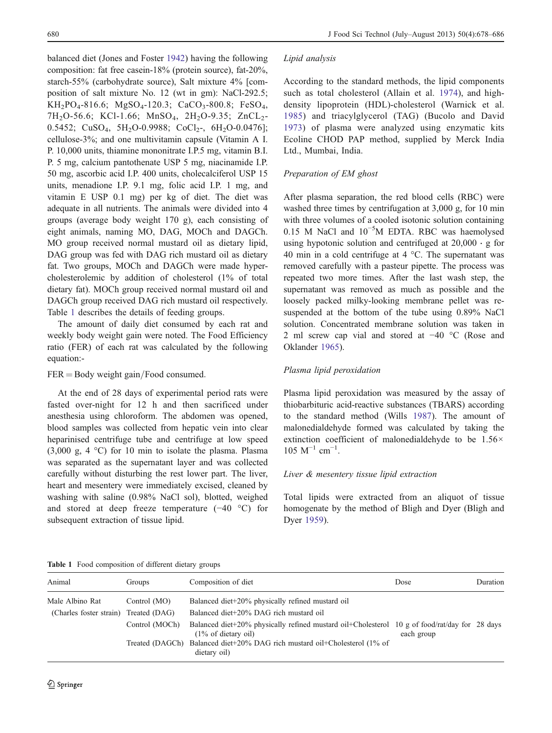balanced diet (Jones and Foster 1942) having the following composition: fat free casein-18% (protein source), fat-20%, starch-55% (carbohydrate source), Salt mixture 4% [composition of salt mixture No. 12 (wt in gm): NaCl-292.5; $KH_2PO_4$-816.6; $MgSO_4$-120.3; $CaCO_3$-800.8; $FeSO_4$, $7H_2O$-56.6; KCl-1.66; $MnSO_4$, $2H_2O$-9.35; $ZnCL_2$-0.5452; $CuSO_4$, $5H_2O$-0.9988; $CoCl_2$-, $6H_2O$-0.0476]; cellulose-3%; and one multivitamin capsule (Vitamin A I. P. 10,000 units, thiamine mononitrate I.P.5 mg, vitamin B.I. P. 5 mg, calcium pantothenate USP 5 mg, niacinamide I.P. 50 mg, ascorbic acid I.P. 400 units, cholecalciferol USP 15 units, menadione I.P. 9.1 mg, folic acid I.P. 1 mg, and vitamin E USP 0.1 mg) per kg of diet. The diet was adequate in all nutrients. The animals were divided into 4 groups (average body weight 170 g), each consisting of eight animals, naming MO, DAG, MOCh and DAGCh. MO group received normal mustard oil as dietary lipid, DAG group was fed with DAG rich mustard oil as dietary fat. Two groups, MOCh and DAGCh were made hypercholesterolemic by addition of cholesterol (1% of total dietary fat). MOCh group received normal mustard oil and DAGCh group received DAG rich mustard oil respectively. Table 1 describes the details of feeding groups.

The amount of daily diet consumed by each rat and weekly body weight gain were noted. The Food Efficiency ratio (FER) of each rat was calculated by the following equation:-

$$\text{FER} = \text{Body weight gain}/\text{Food consumed.}$$

At the end of 28 days of experimental period rats were fasted over-night for 12 h and then sacrificed under anesthesia using chloroform. The abdomen was opened, blood samples was collected from hepatic vein into clear heparinised centrifuge tube and centrifuge at low speed (3,000 g, 4 °C) for 10 min to isolate the plasma. Plasma was separated as the supernatant layer and was collected carefully without disturbing the rest lower part. The liver, heart and mesentery were immediately excised, cleaned by washing with saline (0.98% NaCl sol), blotted, weighed and stored at deep freeze temperature (−40 °C) for subsequent extraction of tissue lipid.

### *Lipid analysis*

According to the standard methods, the lipid components such as total cholesterol (Allain et al. 1974), and high-density lipoprotein (HDL)-cholesterol (Warnick et al. 1985) and triacylglycerol (TAG) (Bucolo and David 1973) of plasma were analyzed using enzymatic kits Ecoline CHOD PAP method, supplied by Merck India Ltd., Mumbai, India.

### *Preparation of EM ghost*

After plasma separation, the red blood cells (RBC) were washed three times by centrifugation at 3,000 g, for 10 min with three volumes of a cooled isotonic solution containing 0.15 M NaCl and $10^{-5}$M EDTA. RBC was haemolysed using hypotonic solution and centrifuged at 20,000 · g for 40 min in a cold centrifuge at 4 °C. The supernatant was removed carefully with a pasteur pipette. The process was repeated two more times. After the last wash step, the supernatant was removed as much as possible and the loosely packed milky-looking membrane pellet was re-suspended at the bottom of the tube using 0.89% NaCl solution. Concentrated membrane solution was taken in 2 ml screw cap vial and stored at −40 °C (Rose and Oklander 1965).

### *Plasma lipid peroxidation*

Plasma lipid peroxidation was measured by the assay of thiobarbituric acid-reactive substances (TBARS) according to the standard method (Wills 1987). The amount of malonedialdehyde formed was calculated by taking the extinction coefficient of malonedialdehyde to be $1.56 \times 105\ M^{-1}\ cm^{-1}$.

### *Liver & mesentery tissue lipid extraction*

Total lipids were extracted from an aliquot of tissue homogenate by the method of Bligh and Dyer (Bligh and Dyer 1959).

**Table 1** Food composition of different dietary groups

| Animal | Groups | Composition of diet | Dose | Duration |
|---|---|---|---|---|
| Male Albino Rat | Control (MO) | Balanced diet+20% physically refined mustard oil | | |
| (Charles foster strain) | Treated (DAG) | Balanced diet+20% DAG rich mustard oil | | |
| | Control (MOCh) | Balanced diet+20% physically refined mustard oil+Cholesterol (1% of dietary oil) | 10 g of food/rat/day for each group | 28 days |
| | Treated (DAGCh) | Balanced diet+20% DAG rich mustard oil+Cholesterol (1% of dietary oil) | | |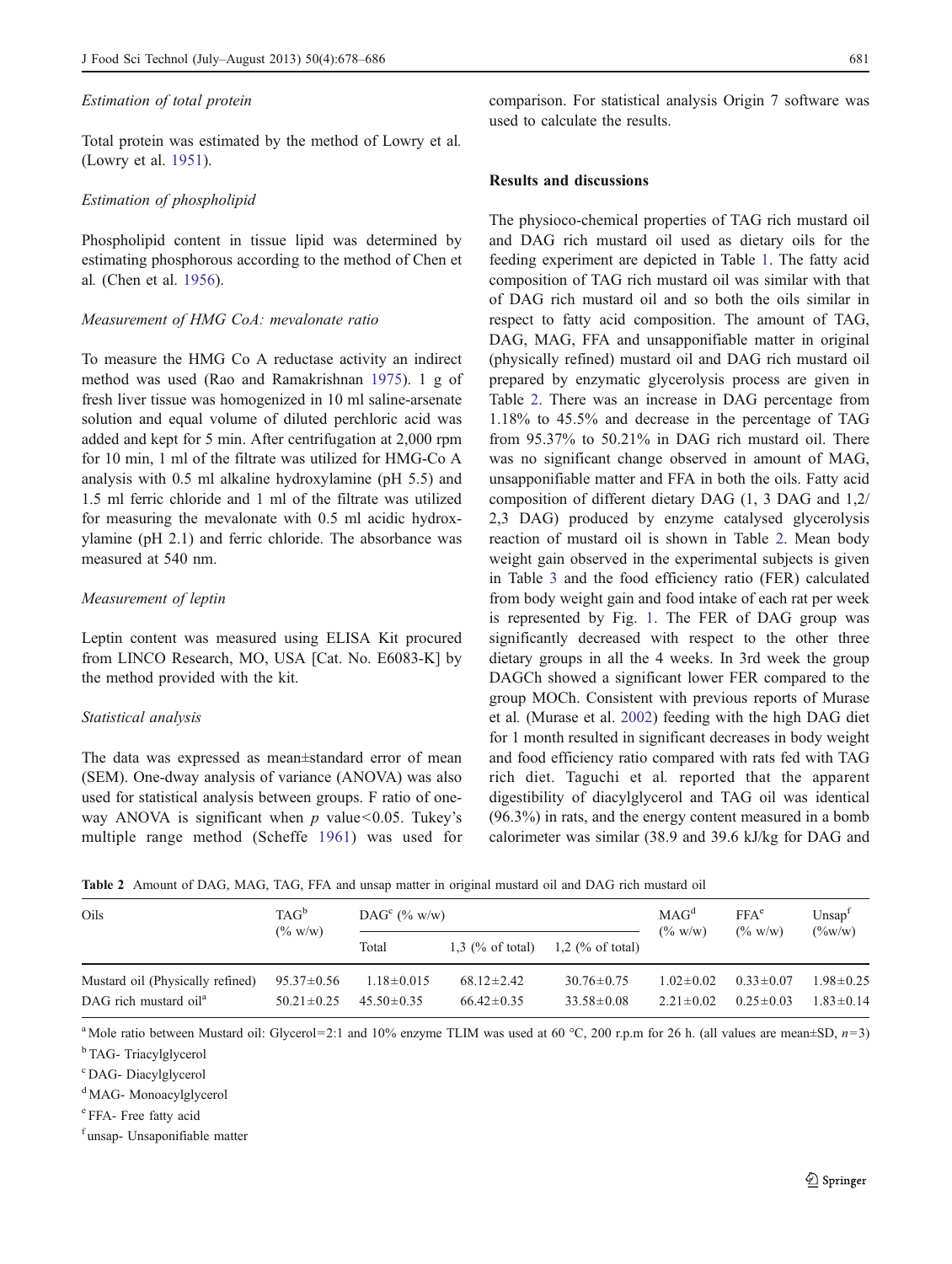*Estimation of total protein*

Total protein was estimated by the method of Lowry et al. (Lowry et al. 1951).

*Estimation of phospholipid*

Phospholipid content in tissue lipid was determined by estimating phosphorous according to the method of Chen et al. (Chen et al. 1956).

*Measurement of HMG CoA: mevalonate ratio*

To measure the HMG Co A reductase activity an indirect method was used (Rao and Ramakrishnan 1975). 1 g of fresh liver tissue was homogenized in 10 ml saline-arsenate solution and equal volume of diluted perchloric acid was added and kept for 5 min. After centrifugation at 2,000 rpm for 10 min, 1 ml of the filtrate was utilized for HMG-Co A analysis with 0.5 ml alkaline hydroxylamine (pH 5.5) and 1.5 ml ferric chloride and 1 ml of the filtrate was utilized for measuring the mevalonate with 0.5 ml acidic hydroxylamine (pH 2.1) and ferric chloride. The absorbance was measured at 540 nm.

*Measurement of leptin*

Leptin content was measured using ELISA Kit procured from LINCO Research, MO, USA [Cat. No. E6083-K] by the method provided with the kit.

*Statistical analysis*

The data was expressed as mean±standard error of mean (SEM). One-dway analysis of variance (ANOVA) was also used for statistical analysis between groups. F ratio of one-way ANOVA is significant when $p$ value<0.05. Tukey's multiple range method (Scheffe 1961) was used for comparison. For statistical analysis Origin 7 software was used to calculate the results.

## Results and discussions

The physioco-chemical properties of TAG rich mustard oil and DAG rich mustard oil used as dietary oils for the feeding experiment are depicted in Table 1. The fatty acid composition of TAG rich mustard oil was similar with that of DAG rich mustard oil and so both the oils similar in respect to fatty acid composition. The amount of TAG, DAG, MAG, FFA and unsapponifiable matter in original (physically refined) mustard oil and DAG rich mustard oil prepared by enzymatic glycerolysis process are given in Table 2. There was an increase in DAG percentage from 1.18% to 45.5% and decrease in the percentage of TAG from 95.37% to 50.21% in DAG rich mustard oil. There was no significant change observed in amount of MAG, unsapponifiable matter and FFA in both the oils. Fatty acid composition of different dietary DAG (1, 3 DAG and 1,2/2,3 DAG) produced by enzyme catalysed glycerolysis reaction of mustard oil is shown in Table 2. Mean body weight gain observed in the experimental subjects is given in Table 3 and the food efficiency ratio (FER) calculated from body weight gain and food intake of each rat per week is represented by Fig. 1. The FER of DAG group was significantly decreased with respect to the other three dietary groups in all the 4 weeks. In 3rd week the group DAGCh showed a significant lower FER compared to the group MOCh. Consistent with previous reports of Murase et al. (Murase et al. 2002) feeding with the high DAG diet for 1 month resulted in significant decreases in body weight and food efficiency ratio compared with rats fed with TAG rich diet. Taguchi et al. reported that the apparent digestibility of diacylglycerol and TAG oil was identical (96.3%) in rats, and the energy content measured in a bomb calorimeter was similar (38.9 and 39.6 kJ/kg for DAG and

**Table 2** Amount of DAG, MAG, TAG, FFA and unsap matter in original mustard oil and DAG rich mustard oil

| Oils | TAG[b] (% w/w) | DAG[c] (% w/w) | | | MAG[d] (% w/w) | FFA[e] (% w/w) | Unsap[f] (%w/w) |
|---|---|---|---|---|---|---|---|
| | | Total | 1,3 (% of total) | 1,2 (% of total) | | | |
| Mustard oil (Physically refined) | 95.37±0.56 | 1.18±0.015 | 68.12±2.42 | 30.76±0.75 | 1.02±0.02 | 0.33±0.07 | 1.98±0.25 |
| DAG rich mustard oil[a] | 50.21±0.25 | 45.50±0.35 | 66.42±0.35 | 33.58±0.08 | 2.21±0.02 | 0.25±0.03 | 1.83±0.14 |

[a] Mole ratio between Mustard oil: Glycerol=2:1 and 10% enzyme TLIM was used at 60 °C, 200 r.p.m for 26 h. (all values are mean±SD, $n=3$)

[b] TAG- Triacylglycerol

[c] DAG- Diacylglycerol

[d] MAG- Monoacylglycerol

[e] FFA- Free fatty acid

[f] unsap- Unsaponifiable matter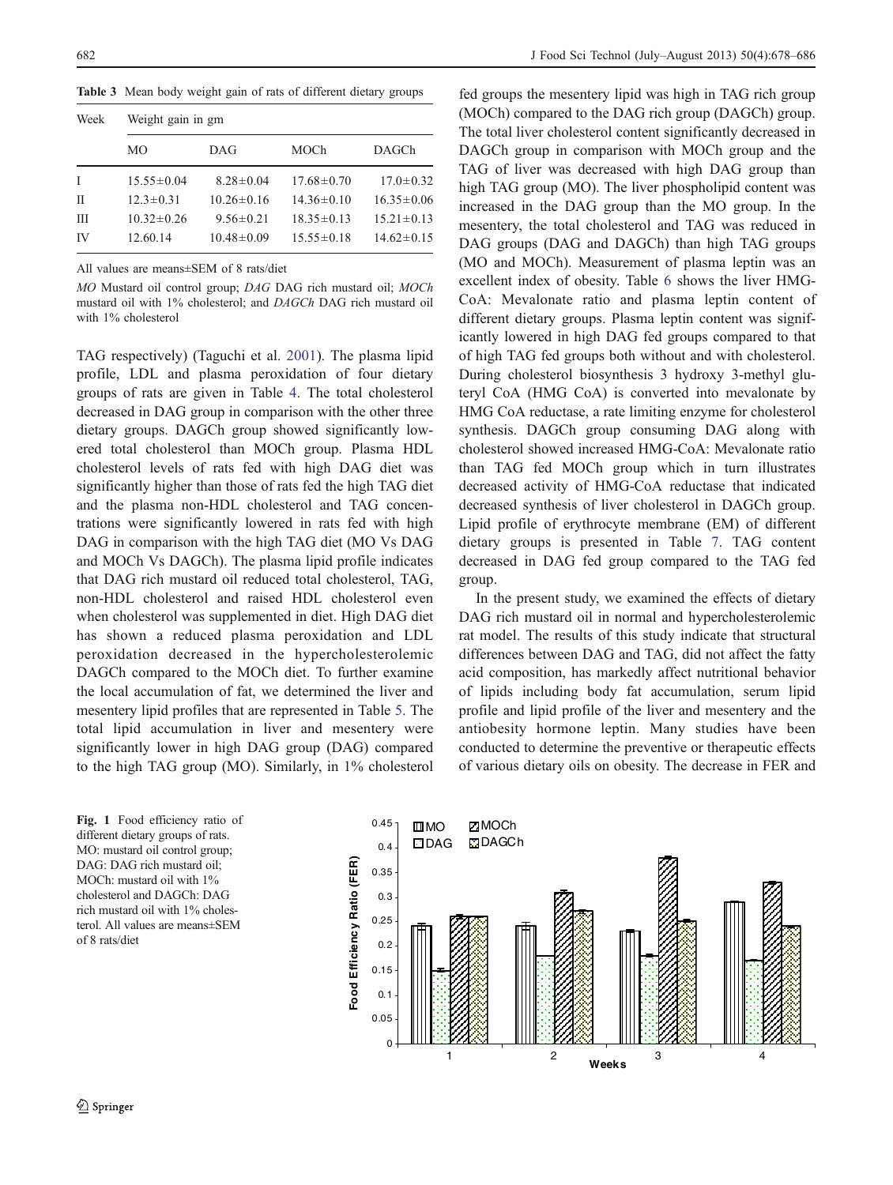Table 3 Mean body weight gain of rats of different dietary groups

| Week | Weight gain in gm | | | |
|---|---|---|---|---|
| | MO | DAG | MOCh | DAGCh |
| I | 15.55±0.04 | 8.28±0.04 | 17.68±0.70 | 17.0±0.32 |
| II | 12.3±0.31 | 10.26±0.16 | 14.36±0.10 | 16.35±0.06 |
| III | 10.32±0.26 | 9.56±0.21 | 18.35±0.13 | 15.21±0.13 |
| IV | 12.60.14 | 10.48±0.09 | 15.55±0.18 | 14.62±0.15 |

All values are means±SEM of 8 rats/diet

*MO* Mustard oil control group; *DAG* DAG rich mustard oil; *MOCh* mustard oil with 1% cholesterol; and *DAGCh* DAG rich mustard oil with 1% cholesterol

TAG respectively) (Taguchi et al. 2001). The plasma lipid profile, LDL and plasma peroxidation of four dietary groups of rats are given in Table 4. The total cholesterol decreased in DAG group in comparison with the other three dietary groups. DAGCh group showed significantly lowered total cholesterol than MOCh group. Plasma HDL cholesterol levels of rats fed with high DAG diet was significantly higher than those of rats fed the high TAG diet and the plasma non-HDL cholesterol and TAG concentrations were significantly lowered in rats fed with high DAG in comparison with the high TAG diet (MO Vs DAG and MOCh Vs DAGCh). The plasma lipid profile indicates that DAG rich mustard oil reduced total cholesterol, TAG, non-HDL cholesterol and raised HDL cholesterol even when cholesterol was supplemented in diet. High DAG diet has shown a reduced plasma peroxidation and LDL peroxidation decreased in the hypercholesterolemic DAGCh compared to the MOCh diet. To further examine the local accumulation of fat, we determined the liver and mesentery lipid profiles that are represented in Table 5. The total lipid accumulation in liver and mesentery were significantly lower in high DAG group (DAG) compared to the high TAG group (MO). Similarly, in 1% cholesterol fed groups the mesentery lipid was high in TAG rich group (MOCh) compared to the DAG rich group (DAGCh) group. The total liver cholesterol content significantly decreased in DAGCh group in comparison with MOCh group and the TAG of liver was decreased with high DAG group than high TAG group (MO). The liver phospholipid content was increased in the DAG group than the MO group. In the mesentery, the total cholesterol and TAG was reduced in DAG groups (DAG and DAGCh) than high TAG groups (MO and MOCh). Measurement of plasma leptin was an excellent index of obesity. Table 6 shows the liver HMG-CoA: Mevalonate ratio and plasma leptin content of different dietary groups. Plasma leptin content was significantly lowered in high DAG fed groups compared to that of high TAG fed groups both without and with cholesterol. During cholesterol biosynthesis 3 hydroxy 3-methyl gluteryl CoA (HMG CoA) is converted into mevalonate by HMG CoA reductase, a rate limiting enzyme for cholesterol synthesis. DAGCh group consuming DAG along with cholesterol showed increased HMG-CoA: Mevalonate ratio than TAG fed MOCh group which in turn illustrates decreased activity of HMG-CoA reductase that indicated decreased synthesis of liver cholesterol in DAGCh group. Lipid profile of erythrocyte membrane (EM) of different dietary groups is presented in Table 7. TAG content decreased in DAG fed group compared to the TAG fed group.

In the present study, we examined the effects of dietary DAG rich mustard oil in normal and hypercholesterolemic rat model. The results of this study indicate that structural differences between DAG and TAG, did not affect the fatty acid composition, has markedly affect nutritional behavior of lipids including body fat accumulation, serum lipid profile and lipid profile of the liver and mesentery and the antiobesity hormone leptin. Many studies have been conducted to determine the preventive or therapeutic effects of various dietary oils on obesity. The decrease in FER and

MO DAG MOCh DAGCh

Food Efficiency Ratio (FER)

0.45 0.4 0.35 0.3 0.25 0.2 0.15 0.1 0.05 0

1 2 3 4

Weeks

Fig. 1 Food efficiency ratio of different dietary groups of rats. MO: mustard oil control group; DAG: DAG rich mustard oil; MOCh: mustard oil with 1% cholesterol and DAGCh: DAG rich mustard oil with 1% cholesterol. All values are means±SEM of 8 rats/diet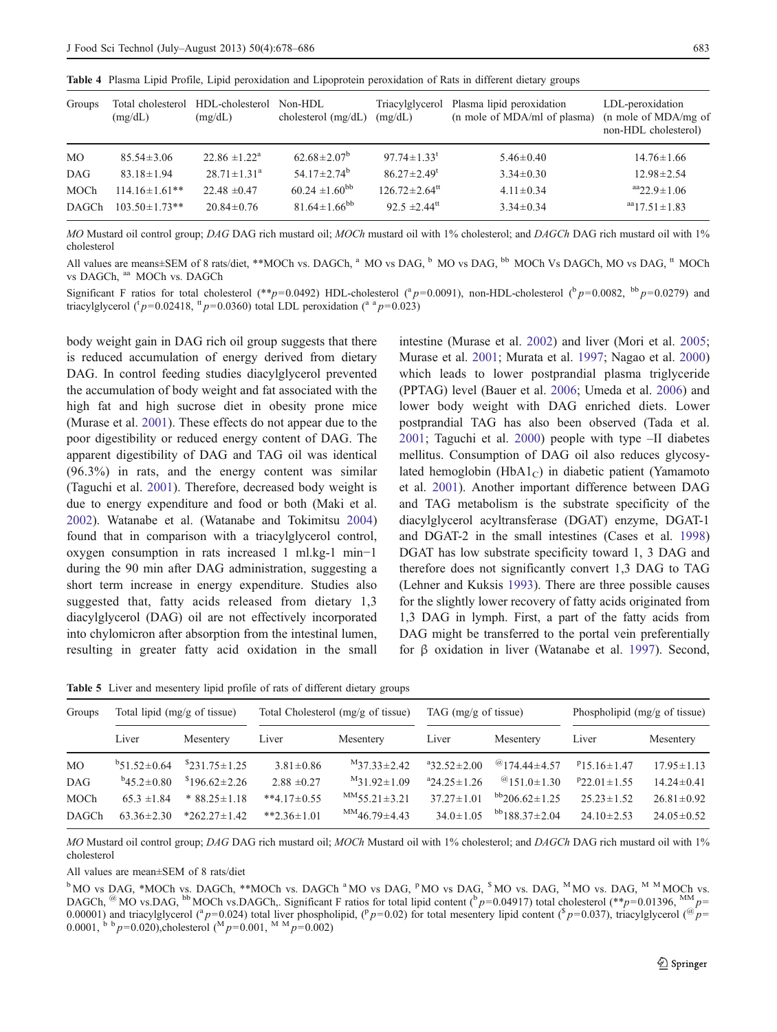**Table 4** Plasma Lipid Profile, Lipid peroxidation and Lipoprotein peroxidation of Rats in different dietary groups

| Groups | Total cholesterol (mg/dL) | HDL-cholesterol (mg/dL) | Non-HDL cholesterol (mg/dL) | Triacylglycerol (mg/dL) | Plasma lipid peroxidation (n mole of MDA/ml of plasma) | LDL-peroxidation (n mole of MDA/mg of non-HDL cholesterol) |
|---|---|---|---|---|---|---|
| MO | 85.54±3.06 | 22.86 ±1.22[a] | 62.68±2.07[b] | 97.74±1.33[t] | 5.46±0.40 | 14.76±1.66 |
| DAG | 83.18±1.94 | 28.71±1.31[a] | 54.17±2.74[b] | 86.27±2.49[t] | 3.34±0.30 | 12.98±2.54 |
| MOCh | 114.16±1.61** | 22.48 ±0.47 | 60.24 ±1.60[bb] | 126.72±2.64[tt] | 4.11±0.34 | [aa]22.9±1.06 |
| DAGCh | 103.50±1.73** | 20.84±0.76 | 81.64±1.66[bb] | 92.5 ±2.44[tt] | 3.34±0.34 | [aa]17.51±1.83 |

*MO* Mustard oil control group; *DAG* DAG rich mustard oil; *MOCh* mustard oil with 1% cholesterol; and *DAGCh* DAG rich mustard oil with 1% cholesterol

All values are means±SEM of 8 rats/diet, **MOCh vs. DAGCh, [a] MO vs DAG, [b] MO vs DAG, [bb] MOCh Vs DAGCh, MO vs DAG, [tt] MOCh vs DAGCh, [aa] MOCh vs. DAGCh

Significant F ratios for total cholesterol (**$p$=0.0492) HDL-cholesterol ([a]$p$=0.0091), non-HDL-cholesterol ([b]$p$=0.0082, [bb]$p$=0.0279) and triacylglycerol ([t]$p$=0.02418, [tt]$p$=0.0360) total LDL peroxidation ([a a]$p$=0.023)

body weight gain in DAG rich oil group suggests that there is reduced accumulation of energy derived from dietary DAG. In control feeding studies diacylglycerol prevented the accumulation of body weight and fat associated with the high fat and high sucrose diet in obesity prone mice (Murase et al. 2001). These effects do not appear due to the poor digestibility or reduced energy content of DAG. The apparent digestibility of DAG and TAG oil was identical (96.3%) in rats, and the energy content was similar (Taguchi et al. 2001). Therefore, decreased body weight is due to energy expenditure and food or both (Maki et al. 2002). Watanabe et al. (Watanabe and Tokimitsu 2004) found that in comparison with a triacylglycerol control, oxygen consumption in rats increased 1 ml.kg-1 min−1 during the 90 min after DAG administration, suggesting a short term increase in energy expenditure. Studies also suggested that, fatty acids released from dietary 1,3 diacylglycerol (DAG) oil are not effectively incorporated into chylomicron after absorption from the intestinal lumen, resulting in greater fatty acid oxidation in the small intestine (Murase et al. 2002) and liver (Mori et al. 2005; Murase et al. 2001; Murata et al. 1997; Nagao et al. 2000) which leads to lower postprandial plasma triglyceride (PPTAG) level (Bauer et al. 2006; Umeda et al. 2006) and lower body weight with DAG enriched diets. Lower postprandial TAG has also been observed (Tada et al. 2001; Taguchi et al. 2000) people with type –II diabetes mellitus. Consumption of DAG oil also reduces glycosylated hemoglobin ($HbA1_C$) in diabetic patient (Yamamoto et al. 2001). Another important difference between DAG and TAG metabolism is the substrate specificity of the diacylglycerol acyltransferase (DGAT) enzyme, DGAT-1 and DGAT-2 in the small intestines (Cases et al. 1998) DGAT has low substrate specificity toward 1, 3 DAG and therefore does not significantly convert 1,3 DAG to TAG (Lehner and Kuksis 1993). There are three possible causes for the slightly lower recovery of fatty acids originated from 1,3 DAG in lymph. First, a part of the fatty acids from DAG might be transferred to the portal vein preferentially for β oxidation in liver (Watanabe et al. 1997). Second,

**Table 5** Liver and mesentery lipid profile of rats of different dietary groups

| Groups | Total lipid (mg/g of tissue) | | Total Cholesterol (mg/g of tissue) | | TAG (mg/g of tissue) | | Phospholipid (mg/g of tissue) | |
|---|---|---|---|---|---|---|---|---|
| | Liver | Mesentery | Liver | Mesentery | Liver | Mesentery | Liver | Mesentery |
| MO | [b]51.52±0.64 | [$]231.75±1.25 | 3.81±0.86 | [M]37.33±2.42 | [a]32.52±2.00 | [@]174.44±4.57 | [P]15.16±1.47 | 17.95±1.13 |
| DAG | [b]45.2±0.80 | [$]196.62±2.26 | 2.88 ±0.27 | [M]31.92±1.09 | [a]24.25±1.26 | [@]151.0±1.30 | [P]22.01±1.55 | 14.24±0.41 |
| MOCh | 65.3 ±1.84 | * 88.25±1.18 | **4.17±0.55 | [MM]55.21±3.21 | 37.27±1.01 | [bb]206.62±1.25 | 25.23±1.52 | 26.81±0.92 |
| DAGCh | 63.36±2.30 | *262.27±1.42 | **2.36±1.01 | [MM]46.79±4.43 | 34.0±1.05 | [bb]188.37±2.04 | 24.10±2.53 | 24.05±0.52 |

*MO* Mustard oil control group; *DAG* DAG rich mustard oil; *MOCh* Mustard oil with 1% cholesterol; and *DAGCh* DAG rich mustard oil with 1% cholesterol

All values are mean±SEM of 8 rats/diet

[b] MO vs DAG, *MOCh vs. DAGCh, **MOCh vs. DAGCh [a] MO vs DAG, [P] MO vs DAG, [$] MO vs. DAG, [M] MO vs. DAG, [M M] MOCh vs. DAGCh, [@] MO vs.DAG, [bb] MOCh vs.DAGCh,. Significant F ratios for total lipid content ([b]$p$=0.04917) total cholesterol (**$p$=0.01396, [MM]$p$=0.00001) and triacylglycerol ([a]$p$=0.024) total liver phospholipid, ([P]$p$=0.02) for total mesentery lipid content ([$]$p$=0.037), triacylglycerol ([@]$p$=0.0001, [b b]$p$=0.020),cholesterol ([M]$p$=0.001, [M M]$p$=0.002)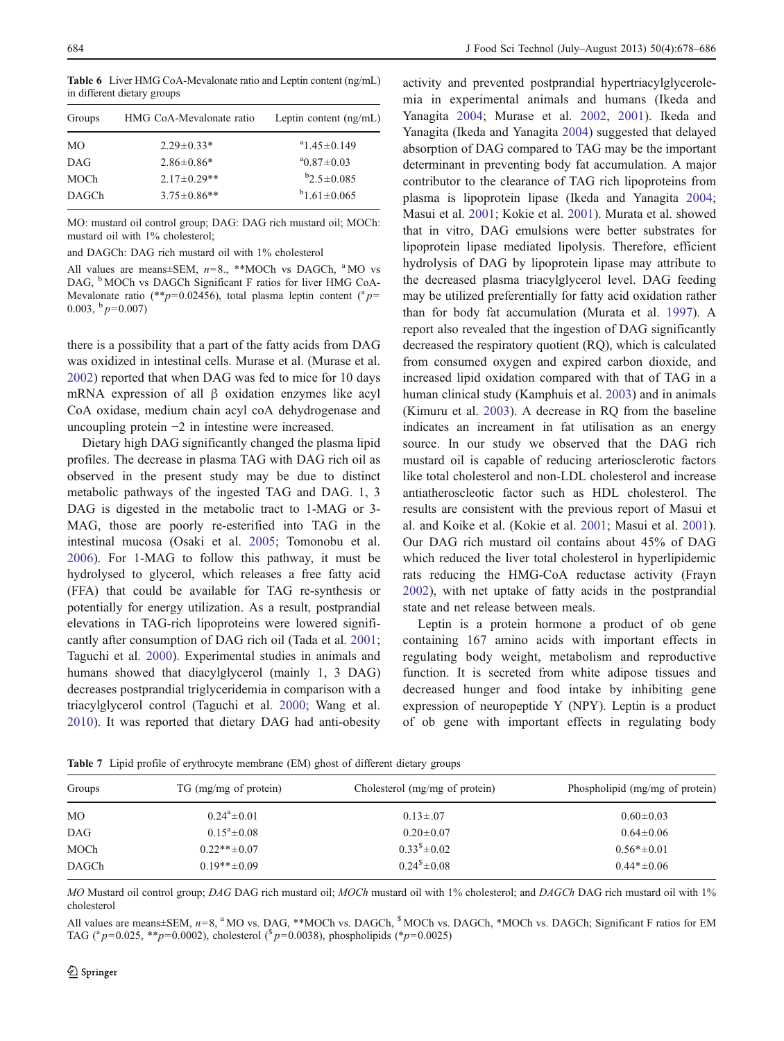**Table 6** Liver HMG CoA-Mevalonate ratio and Leptin content (ng/mL) in different dietary groups

| Groups | HMG CoA-Mevalonate ratio | Leptin content (ng/mL) |
|---|---|---|
| MO | 2.29±0.33* | [a]1.45±0.149 |
| DAG | 2.86±0.86* | [a]0.87±0.03 |
| MOCh | 2.17±0.29** | [b]2.5±0.085 |
| DAGCh | 3.75±0.86** | [b]1.61±0.065 |

MO: mustard oil control group; DAG: DAG rich mustard oil; MOCh: mustard oil with 1% cholesterol;

and DAGCh: DAG rich mustard oil with 1% cholesterol

All values are means±SEM, $n=8$., **MOCh vs DAGCh, [a] MO vs DAG, [b] MOCh vs DAGCh Significant F ratios for liver HMG CoA-Mevalonate ratio (**$p=0.02456$), total plasma leptin content ([a] $p=0.003$, [b] $p=0.007$)

there is a possibility that a part of the fatty acids from DAG was oxidized in intestinal cells. Murase et al. (Murase et al. 2002) reported that when DAG was fed to mice for 10 days mRNA expression of all β oxidation enzymes like acyl CoA oxidase, medium chain acyl coA dehydrogenase and uncoupling protein −2 in intestine were increased.

Dietary high DAG significantly changed the plasma lipid profiles. The decrease in plasma TAG with DAG rich oil as observed in the present study may be due to distinct metabolic pathways of the ingested TAG and DAG. 1, 3 DAG is digested in the metabolic tract to 1-MAG or 3-MAG, those are poorly re-esterified into TAG in the intestinal mucosa (Osaki et al. 2005; Tomonobu et al. 2006). For 1-MAG to follow this pathway, it must be hydrolysed to glycerol, which releases a free fatty acid (FFA) that could be available for TAG re-synthesis or potentially for energy utilization. As a result, postprandial elevations in TAG-rich lipoproteins were lowered significantly after consumption of DAG rich oil (Tada et al. 2001; Taguchi et al. 2000). Experimental studies in animals and humans showed that diacylglycerol (mainly 1, 3 DAG) decreases postprandial triglyceridemia in comparison with a triacylglycerol control (Taguchi et al. 2000; Wang et al. 2010). It was reported that dietary DAG had anti-obesity activity and prevented postprandial hypertriacylglycerolemia in experimental animals and humans (Ikeda and Yanagita 2004; Murase et al. 2002, 2001). Ikeda and Yanagita (Ikeda and Yanagita 2004) suggested that delayed absorption of DAG compared to TAG may be the important determinant in preventing body fat accumulation. A major contributor to the clearance of TAG rich lipoproteins from plasma is lipoprotein lipase (Ikeda and Yanagita 2004; Masui et al. 2001; Kokie et al. 2001). Murata et al. showed that in vitro, DAG emulsions were better substrates for lipoprotein lipase mediated lipolysis. Therefore, efficient hydrolysis of DAG by lipoprotein lipase may attribute to the decreased plasma triacylglycerol level. DAG feeding may be utilized preferentially for fatty acid oxidation rather than for body fat accumulation (Murata et al. 1997). A report also revealed that the ingestion of DAG significantly decreased the respiratory quotient (RQ), which is calculated from consumed oxygen and expired carbon dioxide, and increased lipid oxidation compared with that of TAG in a human clinical study (Kamphuis et al. 2003) and in animals (Kimuru et al. 2003). A decrease in RQ from the baseline indicates an increament in fat utilisation as an energy source. In our study we observed that the DAG rich mustard oil is capable of reducing arteriosclerotic factors like total cholesterol and non-LDL cholesterol and increase antiatheroscleotic factor such as HDL cholesterol. The results are consistent with the previous report of Masui et al. and Koike et al. (Kokie et al. 2001; Masui et al. 2001). Our DAG rich mustard oil contains about 45% of DAG which reduced the liver total cholesterol in hyperlipidemic rats reducing the HMG-CoA reductase activity (Frayn 2002), with net uptake of fatty acids in the postprandial state and net release between meals.

Leptin is a protein hormone a product of ob gene containing 167 amino acids with important effects in regulating body weight, metabolism and reproductive function. It is secreted from white adipose tissues and decreased hunger and food intake by inhibiting gene expression of neuropeptide Y (NPY). Leptin is a product of ob gene with important effects in regulating body

**Table 7** Lipid profile of erythrocyte membrane (EM) ghost of different dietary groups

| Groups | TG (mg/mg of protein) | Cholesterol (mg/mg of protein) | Phospholipid (mg/mg of protein) |
|---|---|---|---|
| MO | 0.24[a]±0.01 | 0.13±.07 | 0.60±0.03 |
| DAG | 0.15[a]±0.08 | 0.20±0.07 | 0.64±0.06 |
| MOCh | 0.22**±0.07 | 0.33$±0.02 | 0.56*±0.01 |
| DAGCh | 0.19**±0.09 | 0.24$±0.08 | 0.44*±0.06 |

*MO* Mustard oil control group; *DAG* DAG rich mustard oil; *MOCh* mustard oil with 1% cholesterol; and *DAGCh* DAG rich mustard oil with 1% cholesterol

All values are means±SEM, $n=8$, [a] MO vs. DAG, **MOCh vs. DAGCh, $ MOCh vs. DAGCh, *MOCh vs. DAGCh; Significant F ratios for EM TAG ([a] $p=0.025$, **$p=0.0002$), cholesterol ($ $p=0.0038$), phospholipids (*$p=0.0025$)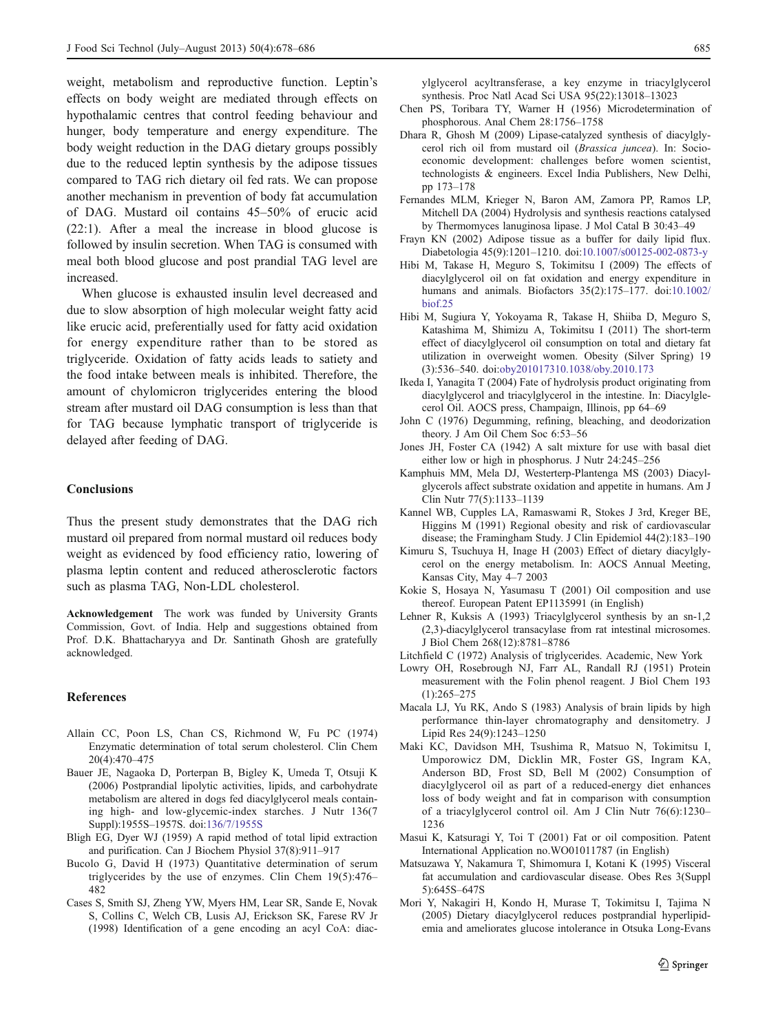weight, metabolism and reproductive function. Leptin's effects on body weight are mediated through effects on hypothalamic centres that control feeding behaviour and hunger, body temperature and energy expenditure. The body weight reduction in the DAG dietary groups possibly due to the reduced leptin synthesis by the adipose tissues compared to TAG rich dietary oil fed rats. We can propose another mechanism in prevention of body fat accumulation of DAG. Mustard oil contains 45–50% of erucic acid (22:1). After a meal the increase in blood glucose is followed by insulin secretion. When TAG is consumed with meal both blood glucose and post prandial TAG level are increased.

When glucose is exhausted insulin level decreased and due to slow absorption of high molecular weight fatty acid like erucic acid, preferentially used for fatty acid oxidation for energy expenditure rather than to be stored as triglyceride. Oxidation of fatty acids leads to satiety and the food intake between meals is inhibited. Therefore, the amount of chylomicron triglycerides entering the blood stream after mustard oil DAG consumption is less than that for TAG because lymphatic transport of triglyceride is delayed after feeding of DAG.

## Conclusions

Thus the present study demonstrates that the DAG rich mustard oil prepared from normal mustard oil reduces body weight as evidenced by food efficiency ratio, lowering of plasma leptin content and reduced atherosclerotic factors such as plasma TAG, Non-LDL cholesterol.

**Acknowledgement** The work was funded by University Grants Commission, Govt. of India. Help and suggestions obtained from Prof. D.K. Bhattacharyya and Dr. Santinath Ghosh are gratefully acknowledged.

## References

Allain CC, Poon LS, Chan CS, Richmond W, Fu PC (1974) Enzymatic determination of total serum cholesterol. Clin Chem 20(4):470–475

Bauer JE, Nagaoka D, Porterpan B, Bigley K, Umeda T, Otsuji K (2006) Postprandial lipolytic activities, lipids, and carbohydrate metabolism are altered in dogs fed diacylglycerol meals containing high- and low-glycemic-index starches. J Nutr 136(7 Suppl):1955S–1957S. doi:136/7/1955S

Bligh EG, Dyer WJ (1959) A rapid method of total lipid extraction and purification. Can J Biochem Physiol 37(8):911–917

Bucolo G, David H (1973) Quantitative determination of serum triglycerides by the use of enzymes. Clin Chem 19(5):476–482

Cases S, Smith SJ, Zheng YW, Myers HM, Lear SR, Sande E, Novak S, Collins C, Welch CB, Lusis AJ, Erickson SK, Farese RV Jr (1998) Identification of a gene encoding an acyl CoA: diacylglycerol acyltransferase, a key enzyme in triacylglycerol synthesis. Proc Natl Acad Sci USA 95(22):13018–13023

Chen PS, Toribara TY, Warner H (1956) Microdetermination of phosphorous. Anal Chem 28:1756–1758

Dhara R, Ghosh M (2009) Lipase-catalyzed synthesis of diacylglycerol rich oil from mustard oil (*Brassica juncea*). In: Socio-economic development: challenges before women scientist, technologists & engineers. Excel India Publishers, New Delhi, pp 173–178

Fernandes MLM, Krieger N, Baron AM, Zamora PP, Ramos LP, Mitchell DA (2004) Hydrolysis and synthesis reactions catalysed by Thermomyces lanuginosa lipase. J Mol Catal B 30:43–49

Frayn KN (2002) Adipose tissue as a buffer for daily lipid flux. Diabetologia 45(9):1201–1210. doi:10.1007/s00125-002-0873-y

Hibi M, Takase H, Meguro S, Tokimitsu I (2009) The effects of diacylglycerol oil on fat oxidation and energy expenditure in humans and animals. Biofactors 35(2):175–177. doi:10.1002/biof.25

Hibi M, Sugiura Y, Yokoyama R, Takase H, Shiiba D, Meguro S, Katashima M, Shimizu A, Tokimitsu I (2011) The short-term effect of diacylglycerol oil consumption on total and dietary fat utilization in overweight women. Obesity (Silver Spring) 19 (3):536–540. doi:oby201017310.1038/oby.2010.173

Ikeda I, Yanagita T (2004) Fate of hydrolysis product originating from diacylglycerol and triacylglycerol in the intestine. In: Diacylglecerol Oil. AOCS press, Champaign, Illinois, pp 64–69

John C (1976) Degumming, refining, bleaching, and deodorization theory. J Am Oil Chem Soc 6:53–56

Jones JH, Foster CA (1942) A salt mixture for use with basal diet either low or high in phosphorus. J Nutr 24:245–256

Kamphuis MM, Mela DJ, Westerterp-Plantenga MS (2003) Diacylglycerols affect substrate oxidation and appetite in humans. Am J Clin Nutr 77(5):1133–1139

Kannel WB, Cupples LA, Ramaswami R, Stokes J 3rd, Kreger BE, Higgins M (1991) Regional obesity and risk of cardiovascular disease; the Framingham Study. J Clin Epidemiol 44(2):183–190

Kimuru S, Tsuchuya H, Inage H (2003) Effect of dietary diacylglycerol on the energy metabolism. In: AOCS Annual Meeting, Kansas City, May 4–7 2003

Kokie S, Hosaya N, Yasumasu T (2001) Oil composition and use thereof. European Patent EP1135991 (in English)

Lehner R, Kuksis A (1993) Triacylglycerol synthesis by an sn-1,2 (2,3)-diacylglycerol transacylase from rat intestinal microsomes. J Biol Chem 268(12):8781–8786

Litchfield C (1972) Analysis of triglycerides. Academic, New York

Lowry OH, Rosebrough NJ, Farr AL, Randall RJ (1951) Protein measurement with the Folin phenol reagent. J Biol Chem 193 (1):265–275

Macala LJ, Yu RK, Ando S (1983) Analysis of brain lipids by high performance thin-layer chromatography and densitometry. J Lipid Res 24(9):1243–1250

Maki KC, Davidson MH, Tsushima R, Matsuo N, Tokimitsu I, Umporowicz DM, Dicklin MR, Foster GS, Ingram KA, Anderson BD, Frost SD, Bell M (2002) Consumption of diacylglycerol oil as part of a reduced-energy diet enhances loss of body weight and fat in comparison with consumption of a triacylglycerol control oil. Am J Clin Nutr 76(6):1230–1236

Masui K, Katsuragi Y, Toi T (2001) Fat or oil composition. Patent International Application no.WO01011787 (in English)

Matsuzawa Y, Nakamura T, Shimomura I, Kotani K (1995) Visceral fat accumulation and cardiovascular disease. Obes Res 3(Suppl 5):645S–647S

Mori Y, Nakagiri H, Kondo H, Murase T, Tokimitsu I, Tajima N (2005) Dietary diacylglycerol reduces postprandial hyperlipidemia and ameliorates glucose intolerance in Otsuka Long-Evans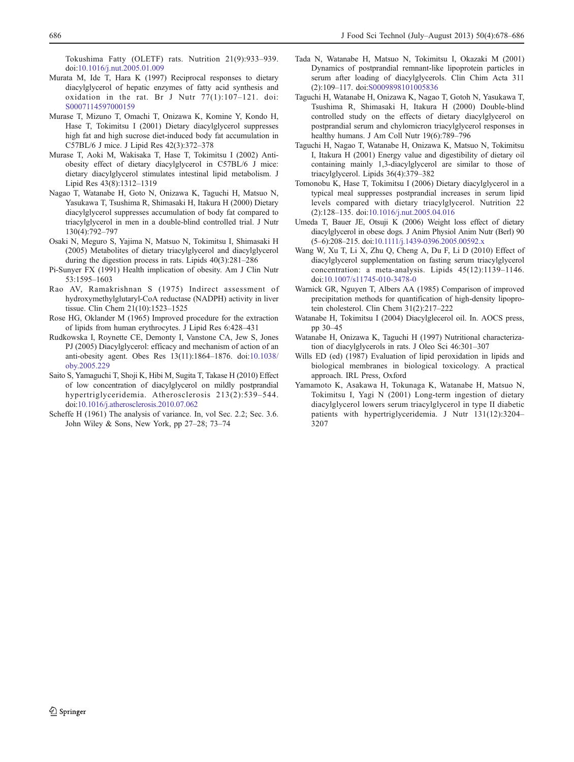Tokushima Fatty (OLETF) rats. Nutrition 21(9):933–939. doi:10.1016/j.nut.2005.01.009

Murata M, Ide T, Hara K (1997) Reciprocal responses to dietary diacylglycerol of hepatic enzymes of fatty acid synthesis and oxidation in the rat. Br J Nutr 77(1):107–121. doi: S0007114597000159

Murase T, Mizuno T, Omachi T, Onizawa K, Komine Y, Kondo H, Hase T, Tokimitsu I (2001) Dietary diacylglycerol suppresses high fat and high sucrose diet-induced body fat accumulation in C57BL/6 J mice. J Lipid Res 42(3):372–378

Murase T, Aoki M, Wakisaka T, Hase T, Tokimitsu I (2002) Anti-obesity effect of dietary diacylglycerol in C57BL/6 J mice: dietary diacylglycerol stimulates intestinal lipid metabolism. J Lipid Res 43(8):1312–1319

Nagao T, Watanabe H, Goto N, Onizawa K, Taguchi H, Matsuo N, Yasukawa T, Tsushima R, Shimasaki H, Itakura H (2000) Dietary diacylglycerol suppresses accumulation of body fat compared to triacylglycerol in men in a double-blind controlled trial. J Nutr 130(4):792–797

Osaki N, Meguro S, Yajima N, Matsuo N, Tokimitsu I, Shimasaki H (2005) Metabolites of dietary triacylglycerol and diacylglycerol during the digestion process in rats. Lipids 40(3):281–286

Pi-Sunyer FX (1991) Health implication of obesity. Am J Clin Nutr 53:1595–1603

Rao AV, Ramakrishnan S (1975) Indirect assessment of hydroxymethylglutaryl-CoA reductase (NADPH) activity in liver tissue. Clin Chem 21(10):1523–1525

Rose HG, Oklander M (1965) Improved procedure for the extraction of lipids from human erythrocytes. J Lipid Res 6:428–431

Rudkowska I, Roynette CE, Demonty I, Vanstone CA, Jew S, Jones PJ (2005) Diacylglycerol: efficacy and mechanism of action of an anti-obesity agent. Obes Res 13(11):1864–1876. doi:10.1038/oby.2005.229

Saito S, Yamaguchi T, Shoji K, Hibi M, Sugita T, Takase H (2010) Effect of low concentration of diacylglycerol on mildly postprandial hypertriglyceridemia. Atherosclerosis 213(2):539–544. doi:10.1016/j.atherosclerosis.2010.07.062

Scheffe H (1961) The analysis of variance. In, vol Sec. 2.2; Sec. 3.6. John Wiley & Sons, New York, pp 27–28; 73–74

Tada N, Watanabe H, Matsuo N, Tokimitsu I, Okazaki M (2001) Dynamics of postprandial remnant-like lipoprotein particles in serum after loading of diacylglycerols. Clin Chim Acta 311 (2):109–117. doi:S0009898101005836

Taguchi H, Watanabe H, Onizawa K, Nagao T, Gotoh N, Yasukawa T, Tsushima R, Shimasaki H, Itakura H (2000) Double-blind controlled study on the effects of dietary diacylglycerol on postprandial serum and chylomicron triacylglycerol responses in healthy humans. J Am Coll Nutr 19(6):789–796

Taguchi H, Nagao T, Watanabe H, Onizawa K, Matsuo N, Tokimitsu I, Itakura H (2001) Energy value and digestibility of dietary oil containing mainly 1,3-diacylglycerol are similar to those of triacylglycerol. Lipids 36(4):379–382

Tomonobu K, Hase T, Tokimitsu I (2006) Dietary diacylglycerol in a typical meal suppresses postprandial increases in serum lipid levels compared with dietary triacylglycerol. Nutrition 22 (2):128–135. doi:10.1016/j.nut.2005.04.016

Umeda T, Bauer JE, Otsuji K (2006) Weight loss effect of dietary diacylglycerol in obese dogs. J Anim Physiol Anim Nutr (Berl) 90 (5–6):208–215. doi:10.1111/j.1439-0396.2005.00592.x

Wang W, Xu T, Li X, Zhu Q, Cheng A, Du F, Li D (2010) Effect of diacylglycerol supplementation on fasting serum triacylglycerol concentration: a meta-analysis. Lipids 45(12):1139–1146. doi:10.1007/s11745-010-3478-0

Warnick GR, Nguyen T, Albers AA (1985) Comparison of improved precipitation methods for quantification of high-density lipoprotein cholesterol. Clin Chem 31(2):217–222

Watanabe H, Tokimitsu I (2004) Diacylglecerol oil. In. AOCS press, pp 30–45

Watanabe H, Onizawa K, Taguchi H (1997) Nutritional characterization of diacylglycerols in rats. J Oleo Sci 46:301–307

Wills ED (ed) (1987) Evaluation of lipid peroxidation in lipids and biological membranes in biological toxicology. A practical approach. IRL Press, Oxford

Yamamoto K, Asakawa H, Tokunaga K, Watanabe H, Matsuo N, Tokimitsu I, Yagi N (2001) Long-term ingestion of dietary diacylglycerol lowers serum triacylglycerol in type II diabetic patients with hypertriglyceridemia. J Nutr 131(12):3204–3207